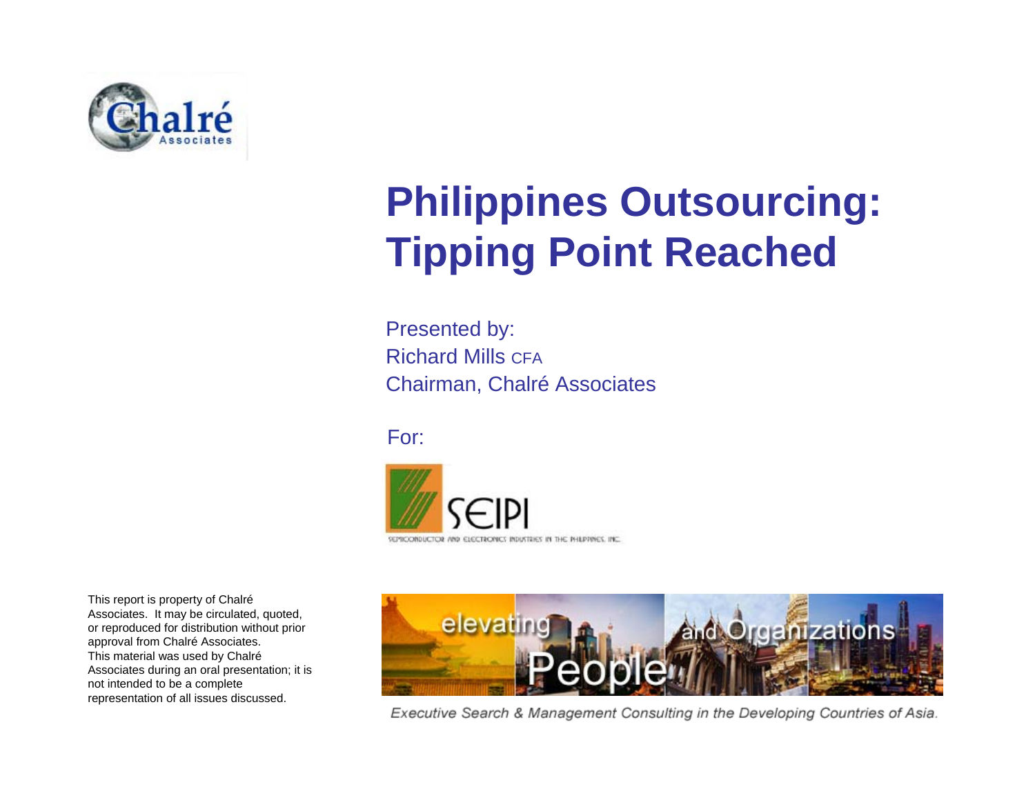Chalré Associates

# Philippines Outsourcing: Tipping Point Reached

Presented by:
Richard Mills CFA
Chairman, Chalré Associates

For:

SEIPI
SEMICONDUCTOR AND ELECTRONICS INDUSTRIES IN THE PHILIPPINES, INC.

elevating People and Organizations

*Executive Search & Management Consulting in the Developing Countries of Asia.*

This report is property of Chalré Associates. It may be circulated, quoted, or reproduced for distribution without prior approval from Chalré Associates. This material was used by Chalré Associates during an oral presentation; it is not intended to be a complete representation of all issues discussed.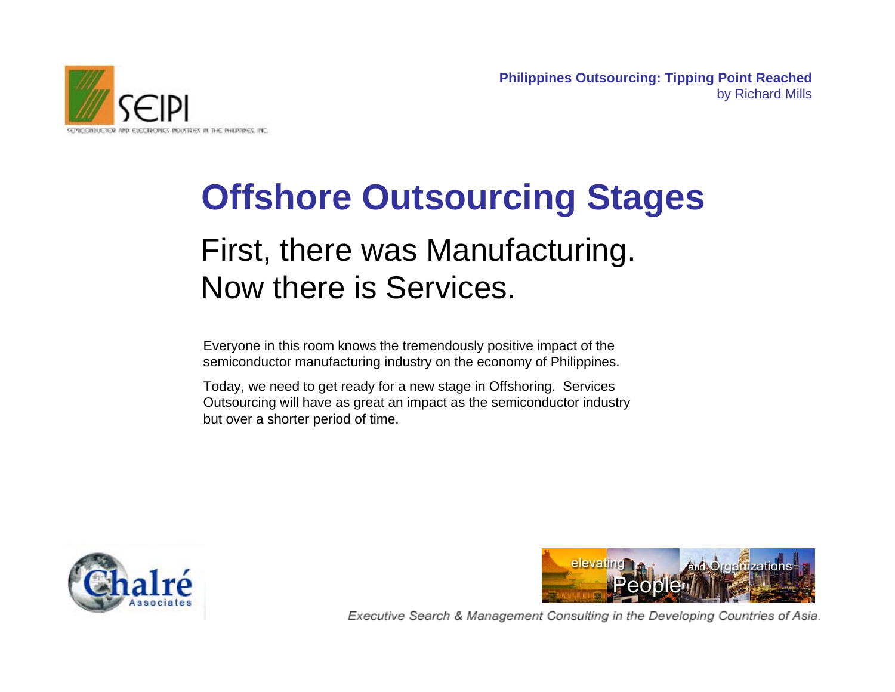# Offshore Outsourcing Stages

## First, there was Manufacturing. Now there is Services.

Everyone in this room knows the tremendously positive impact of the semiconductor manufacturing industry on the economy of Philippines.

Today, we need to get ready for a new stage in Offshoring. Services Outsourcing will have as great an impact as the semiconductor industry but over a shorter period of time.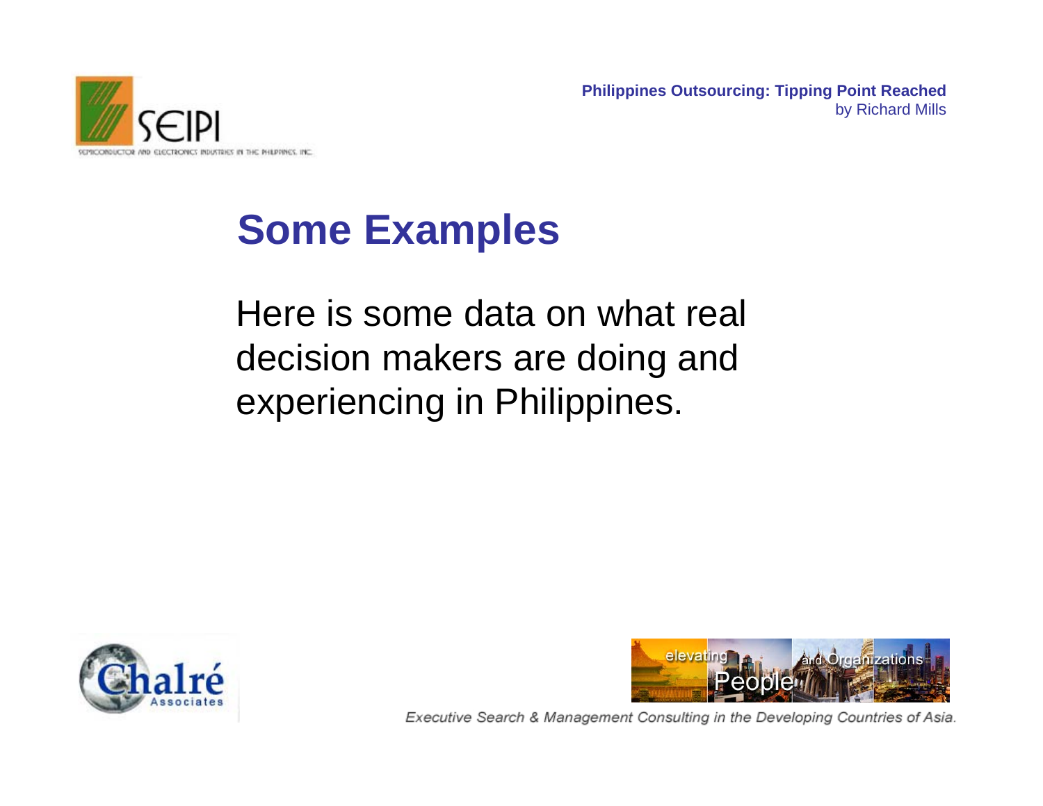# Some Examples

Here is some data on what real decision makers are doing and experiencing in Philippines.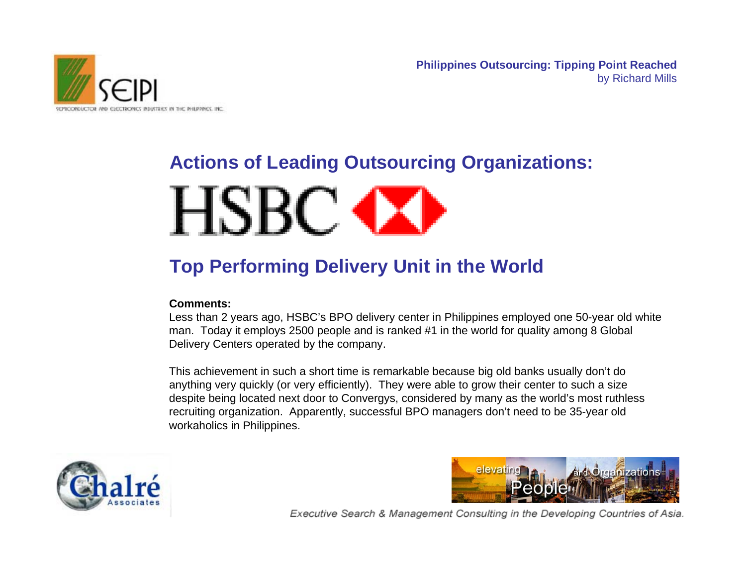## Actions of Leading Outsourcing Organizations:

HSBC

## Top Performing Delivery Unit in the World

**Comments:**

Less than 2 years ago, HSBC's BPO delivery center in Philippines employed one 50-year old white man. Today it employs 2500 people and is ranked #1 in the world for quality among 8 Global Delivery Centers operated by the company.

This achievement in such a short time is remarkable because big old banks usually don't do anything very quickly (or very efficiently). They were able to grow their center to such a size despite being located next door to Convergys, considered by many as the world's most ruthless recruiting organization. Apparently, successful BPO managers don't need to be 35-year old workaholics in Philippines.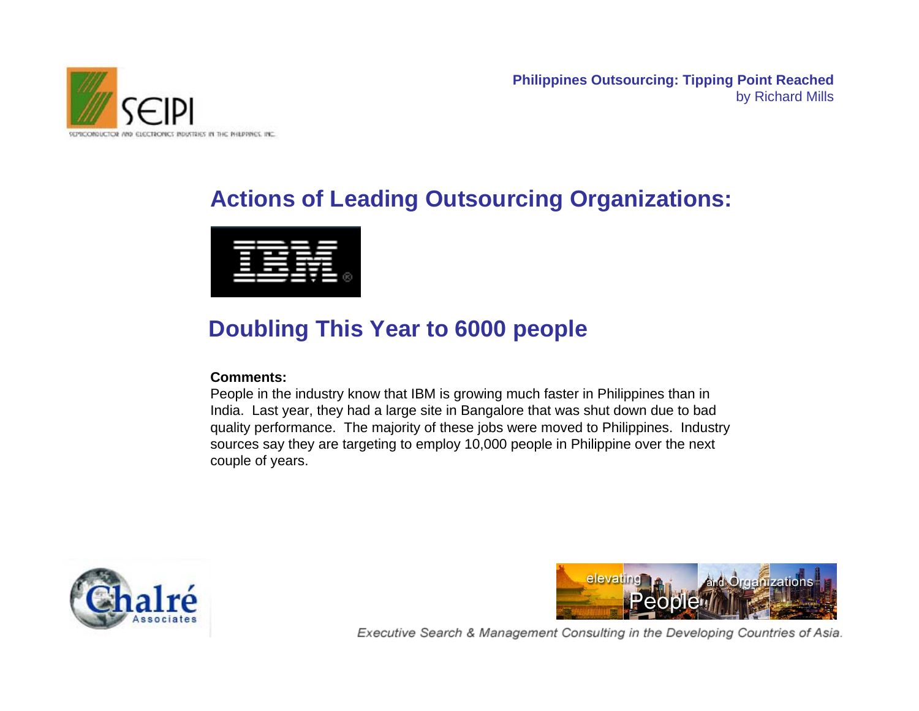## Actions of Leading Outsourcing Organizations:

IBM

## Doubling This Year to 6000 people

**Comments:**

People in the industry know that IBM is growing much faster in Philippines than in India. Last year, they had a large site in Bangalore that was shut down due to bad quality performance. The majority of these jobs were moved to Philippines. Industry sources say they are targeting to employ 10,000 people in Philippine over the next couple of years.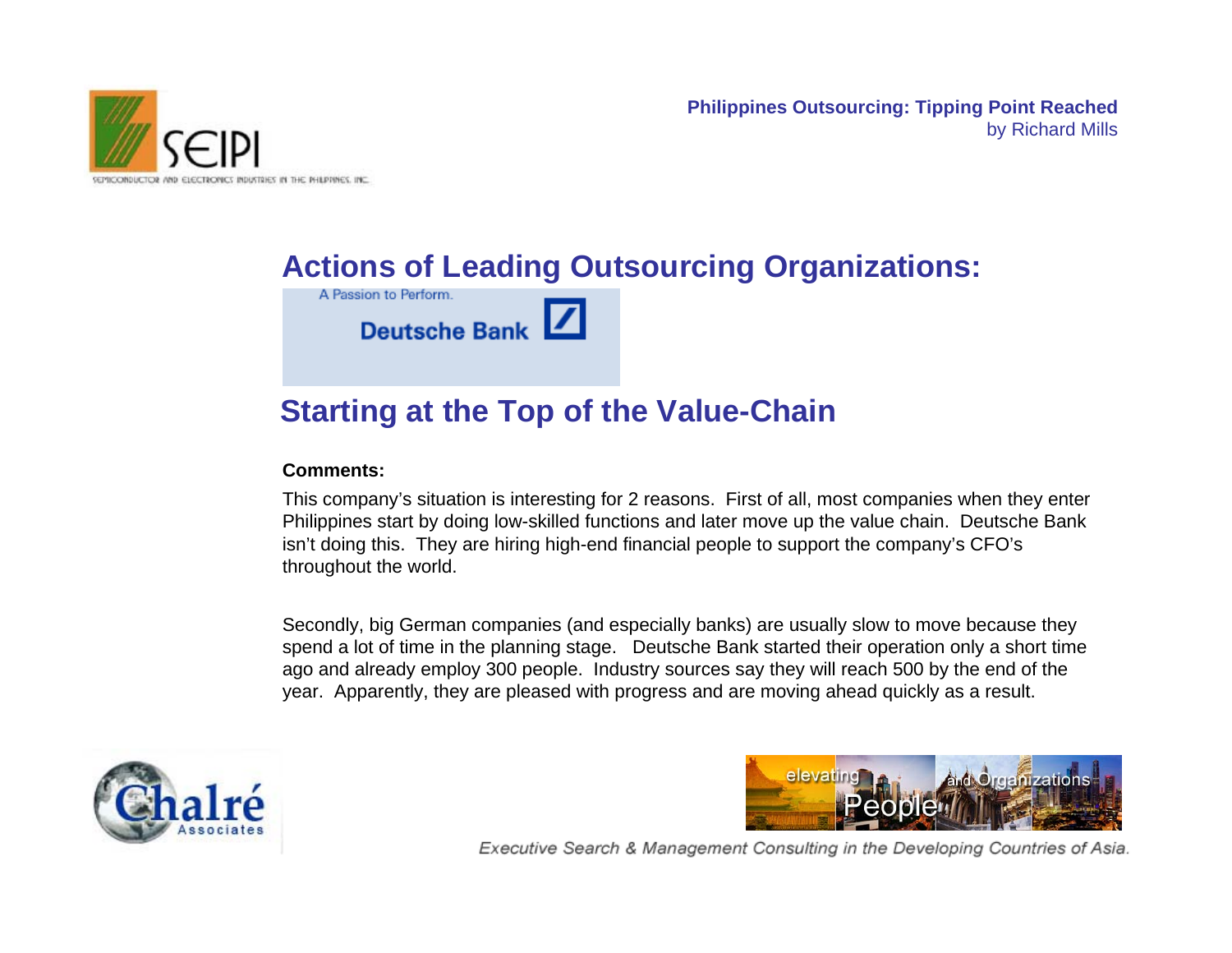## Actions of Leading Outsourcing Organizations:

A Passion to Perform.

Deutsche Bank

## Starting at the Top of the Value-Chain

**Comments:**

This company's situation is interesting for 2 reasons. First of all, most companies when they enter Philippines start by doing low-skilled functions and later move up the value chain. Deutsche Bank isn't doing this. They are hiring high-end financial people to support the company's CFO's throughout the world.

Secondly, big German companies (and especially banks) are usually slow to move because they spend a lot of time in the planning stage. Deutsche Bank started their operation only a short time ago and already employ 300 people. Industry sources say they will reach 500 by the end of the year. Apparently, they are pleased with progress and are moving ahead quickly as a result.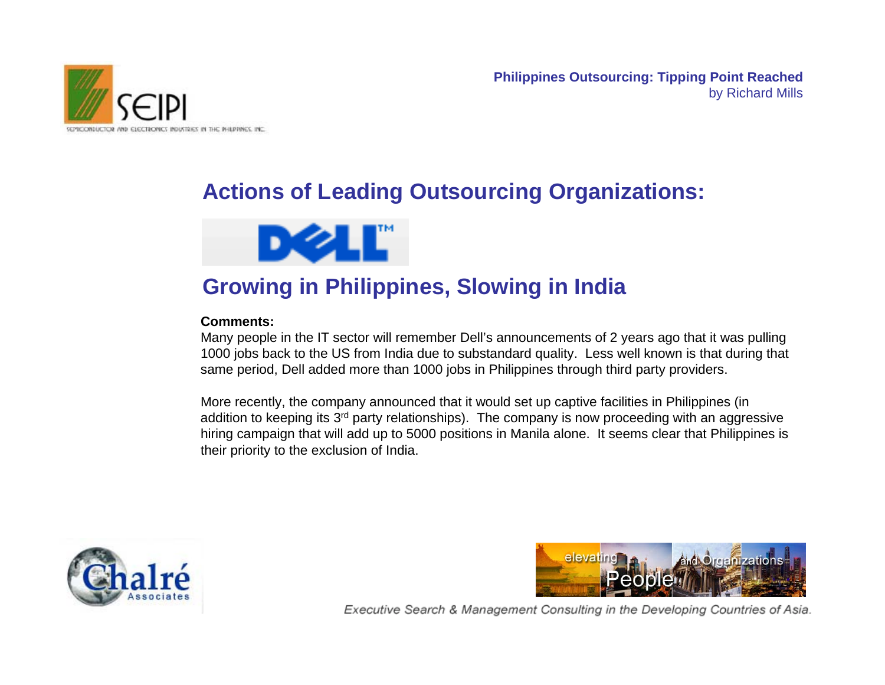## Actions of Leading Outsourcing Organizations:

DELL

## Growing in Philippines, Slowing in India

**Comments:**

Many people in the IT sector will remember Dell's announcements of 2 years ago that it was pulling 1000 jobs back to the US from India due to substandard quality. Less well known is that during that same period, Dell added more than 1000 jobs in Philippines through third party providers.

More recently, the company announced that it would set up captive facilities in Philippines (in addition to keeping its 3rd party relationships). The company is now proceeding with an aggressive hiring campaign that will add up to 5000 positions in Manila alone. It seems clear that Philippines is their priority to the exclusion of India.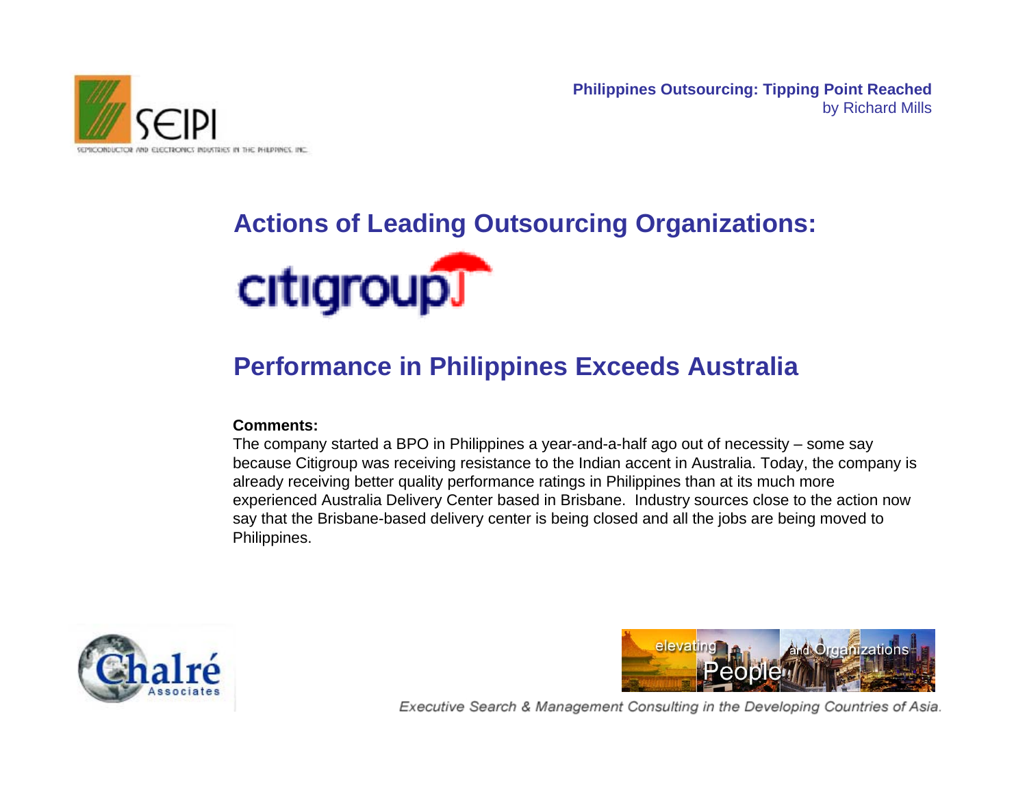## Actions of Leading Outsourcing Organizations:

citigroup

## Performance in Philippines Exceeds Australia

**Comments:**

The company started a BPO in Philippines a year-and-a-half ago out of necessity – some say because Citigroup was receiving resistance to the Indian accent in Australia. Today, the company is already receiving better quality performance ratings in Philippines than at its much more experienced Australia Delivery Center based in Brisbane. Industry sources close to the action now say that the Brisbane-based delivery center is being closed and all the jobs are being moved to Philippines.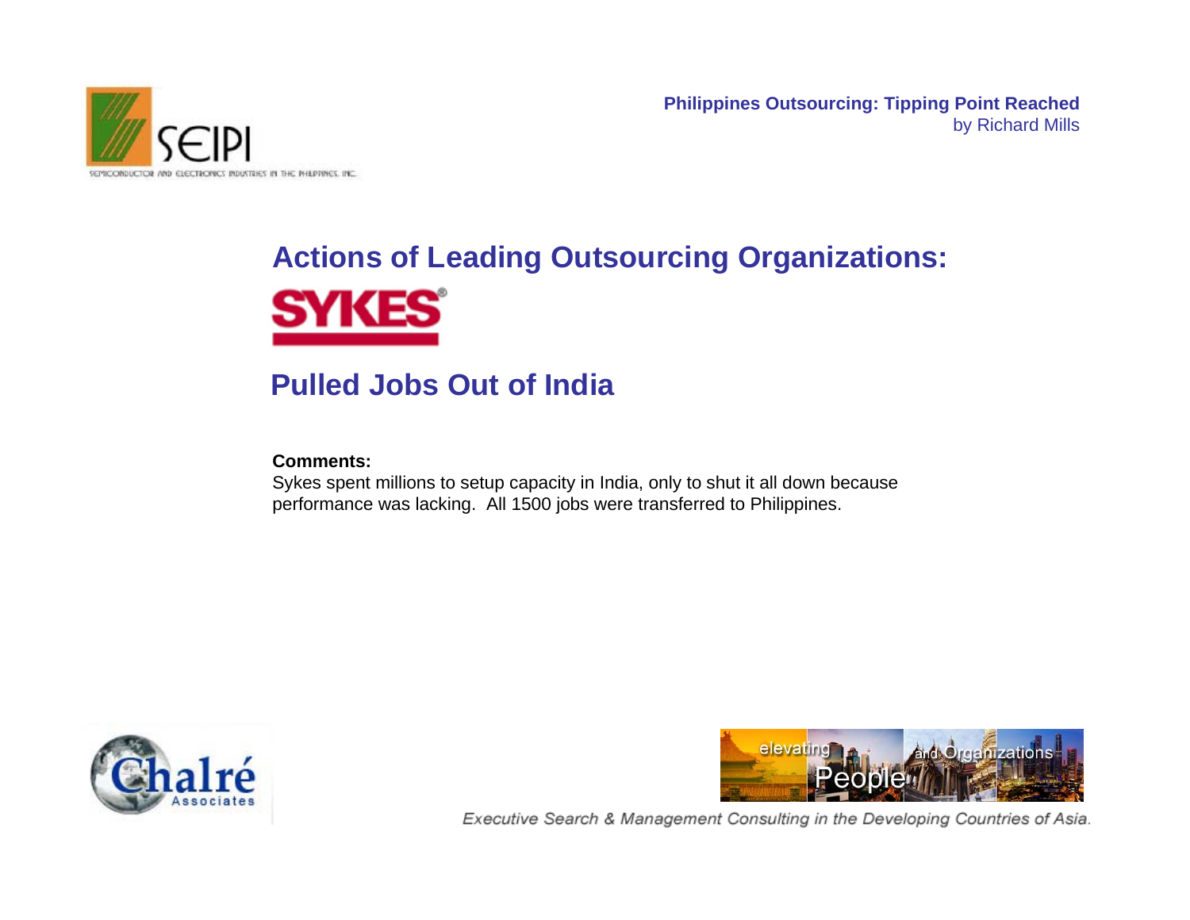## Actions of Leading Outsourcing Organizations:

SYKES

## Pulled Jobs Out of India

**Comments:**
Sykes spent millions to setup capacity in India, only to shut it all down because performance was lacking. All 1500 jobs were transferred to Philippines.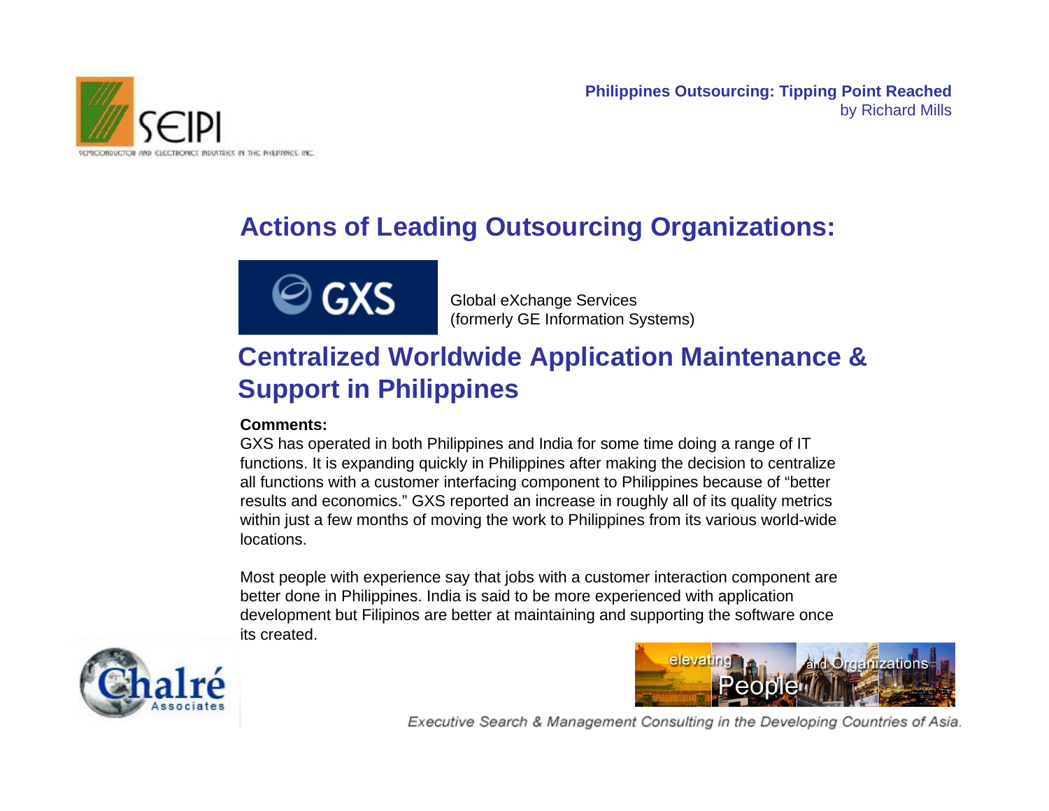## Actions of Leading Outsourcing Organizations:

GXS

Global eXchange Services
(formerly GE Information Systems)

## Centralized Worldwide Application Maintenance & Support in Philippines

**Comments:**

GXS has operated in both Philippines and India for some time doing a range of IT functions. It is expanding quickly in Philippines after making the decision to centralize all functions with a customer interfacing component to Philippines because of "better results and economics." GXS reported an increase in roughly all of its quality metrics within just a few months of moving the work to Philippines from its various world-wide locations.

Most people with experience say that jobs with a customer interaction component are better done in Philippines. India is said to be more experienced with application development but Filipinos are better at maintaining and supporting the software once its created.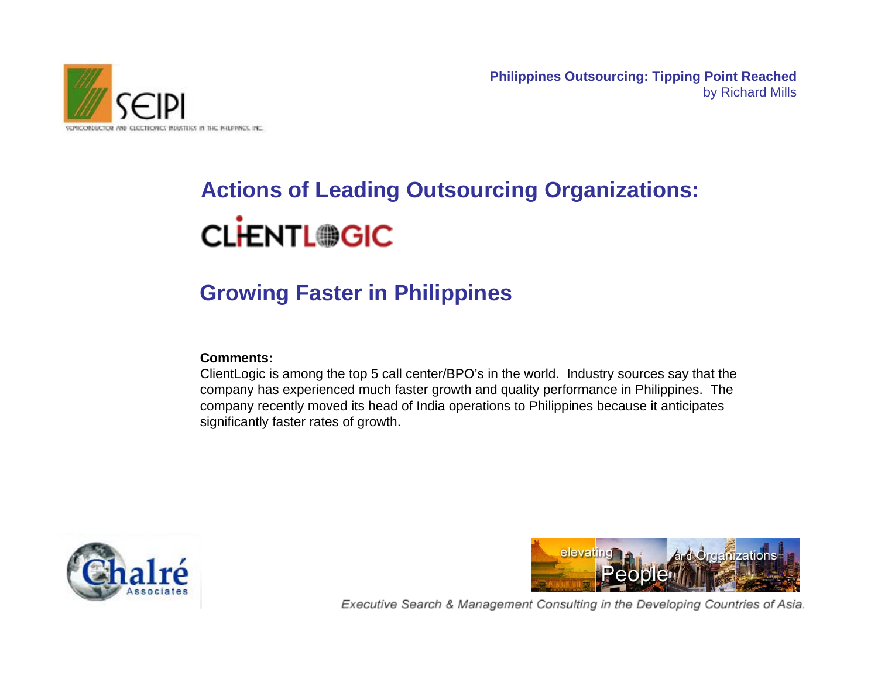## Actions of Leading Outsourcing Organizations:

CLIENTLOGIC

## Growing Faster in Philippines

**Comments:**

ClientLogic is among the top 5 call center/BPO's in the world. Industry sources say that the company has experienced much faster growth and quality performance in Philippines. The company recently moved its head of India operations to Philippines because it anticipates significantly faster rates of growth.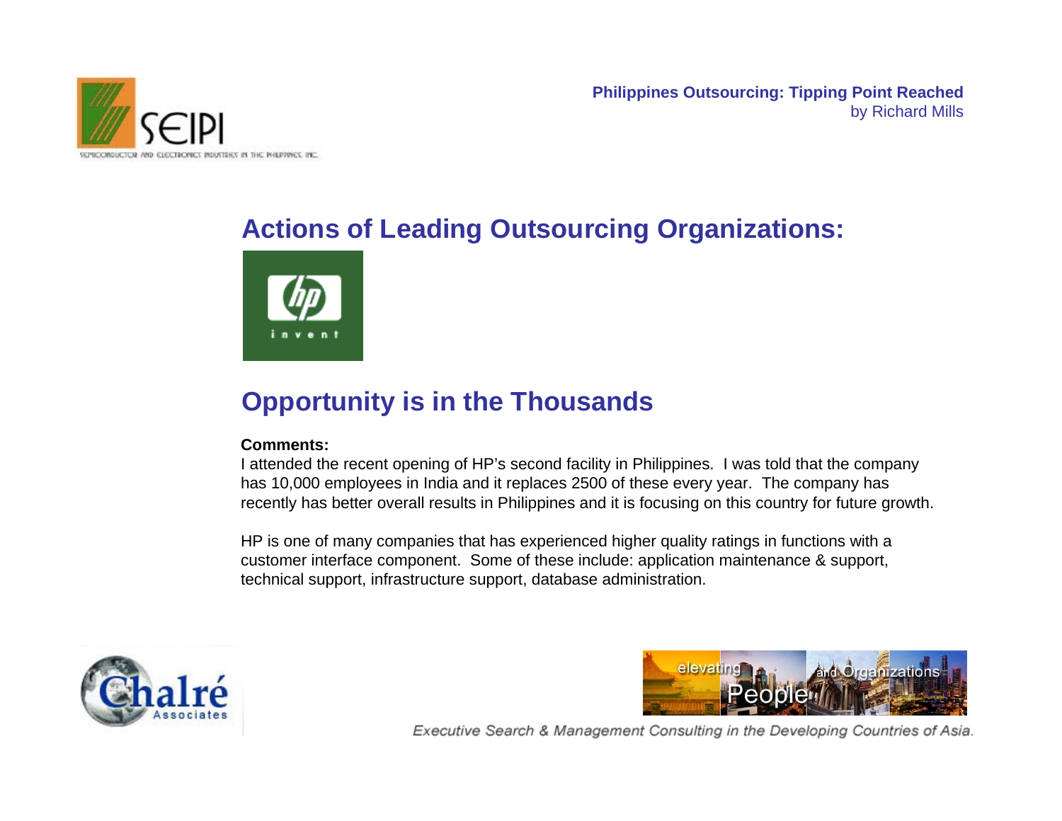## Actions of Leading Outsourcing Organizations:

## Opportunity is in the Thousands

**Comments:**

I attended the recent opening of HP's second facility in Philippines. I was told that the company has 10,000 employees in India and it replaces 2500 of these every year. The company has recently has better overall results in Philippines and it is focusing on this country for future growth.

HP is one of many companies that has experienced higher quality ratings in functions with a customer interface component. Some of these include: application maintenance & support, technical support, infrastructure support, database administration.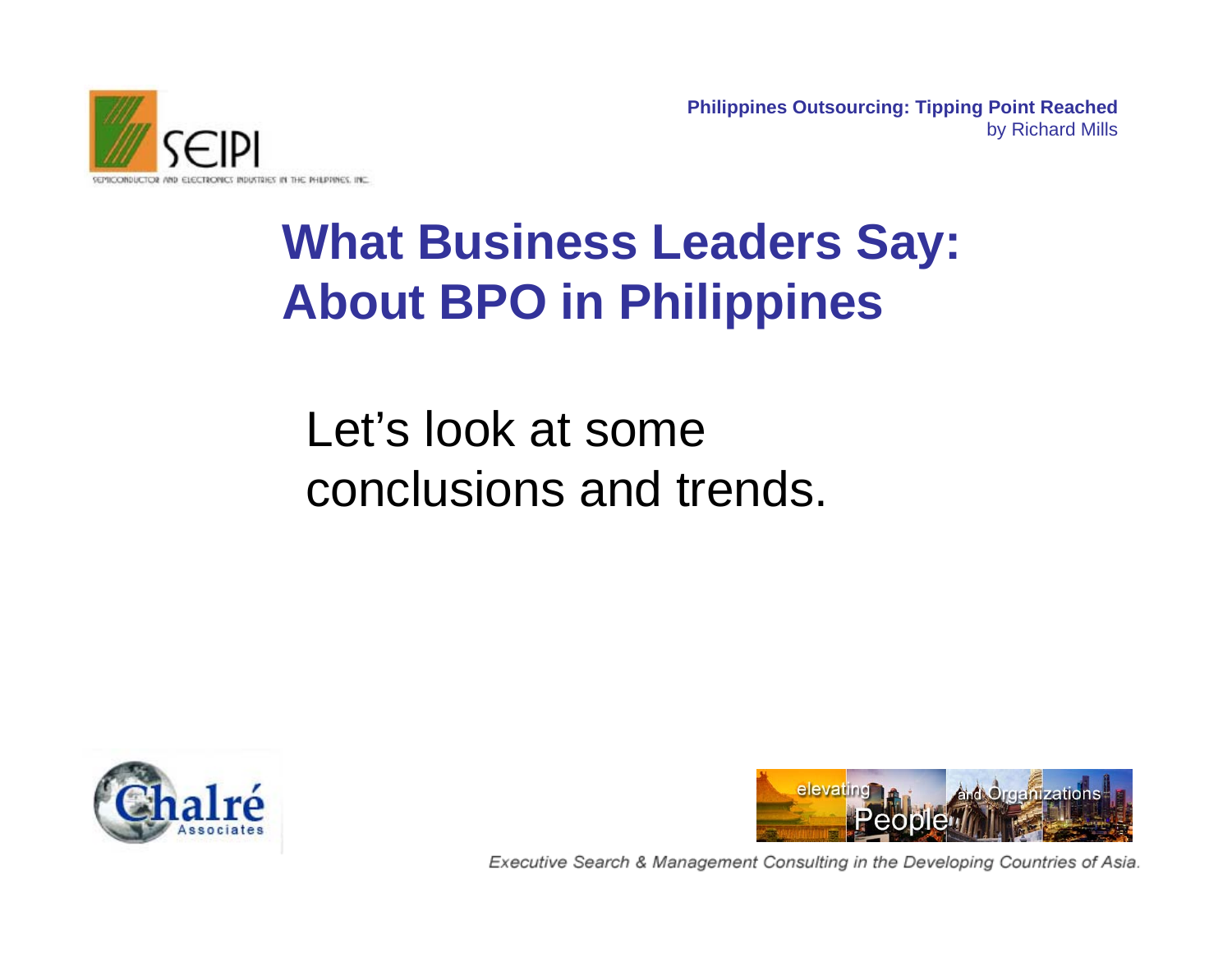# What Business Leaders Say: About BPO in Philippines

Let's look at some conclusions and trends.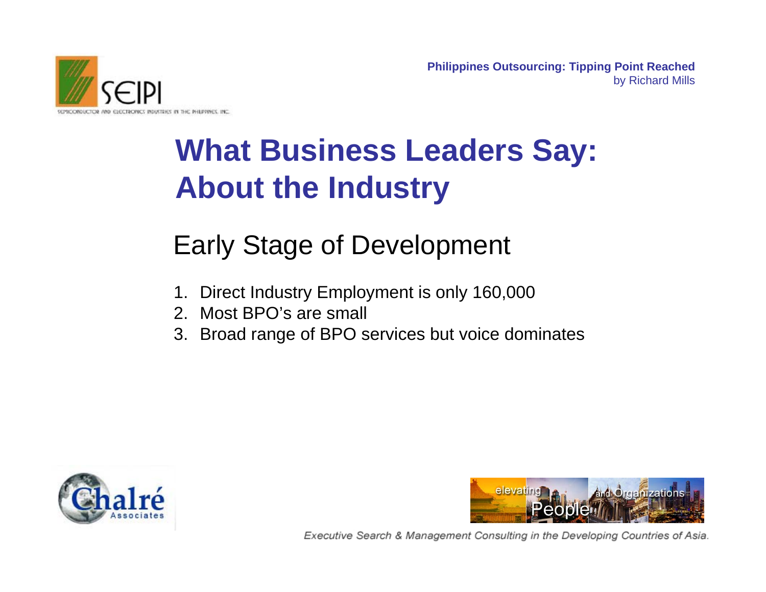# What Business Leaders Say: About the Industry

## Early Stage of Development

1. Direct Industry Employment is only 160,000
2. Most BPO's are small
3. Broad range of BPO services but voice dominates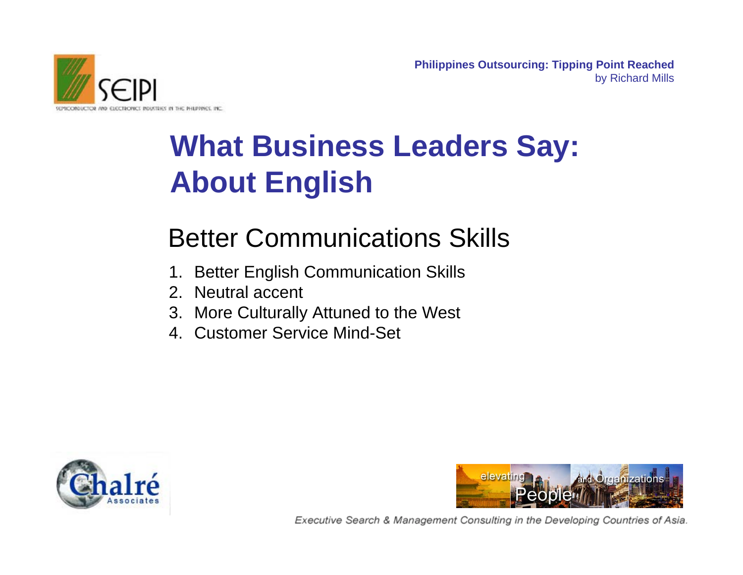# What Business Leaders Say: About English

## Better Communications Skills

1. Better English Communication Skills
2. Neutral accent
3. More Culturally Attuned to the West
4. Customer Service Mind-Set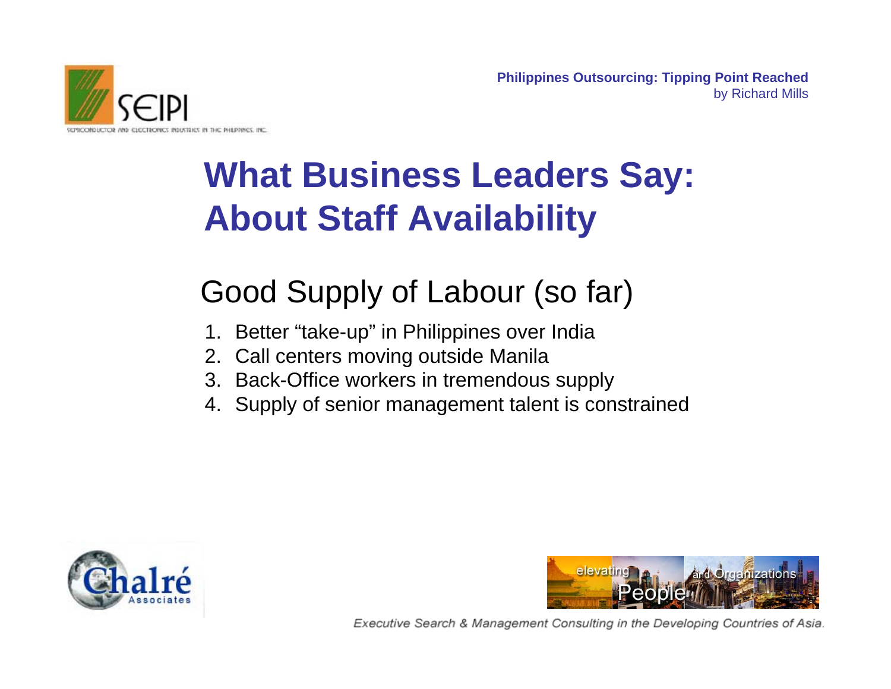# What Business Leaders Say: About Staff Availability

## Good Supply of Labour (so far)

1. Better "take-up" in Philippines over India
2. Call centers moving outside Manila
3. Back-Office workers in tremendous supply
4. Supply of senior management talent is constrained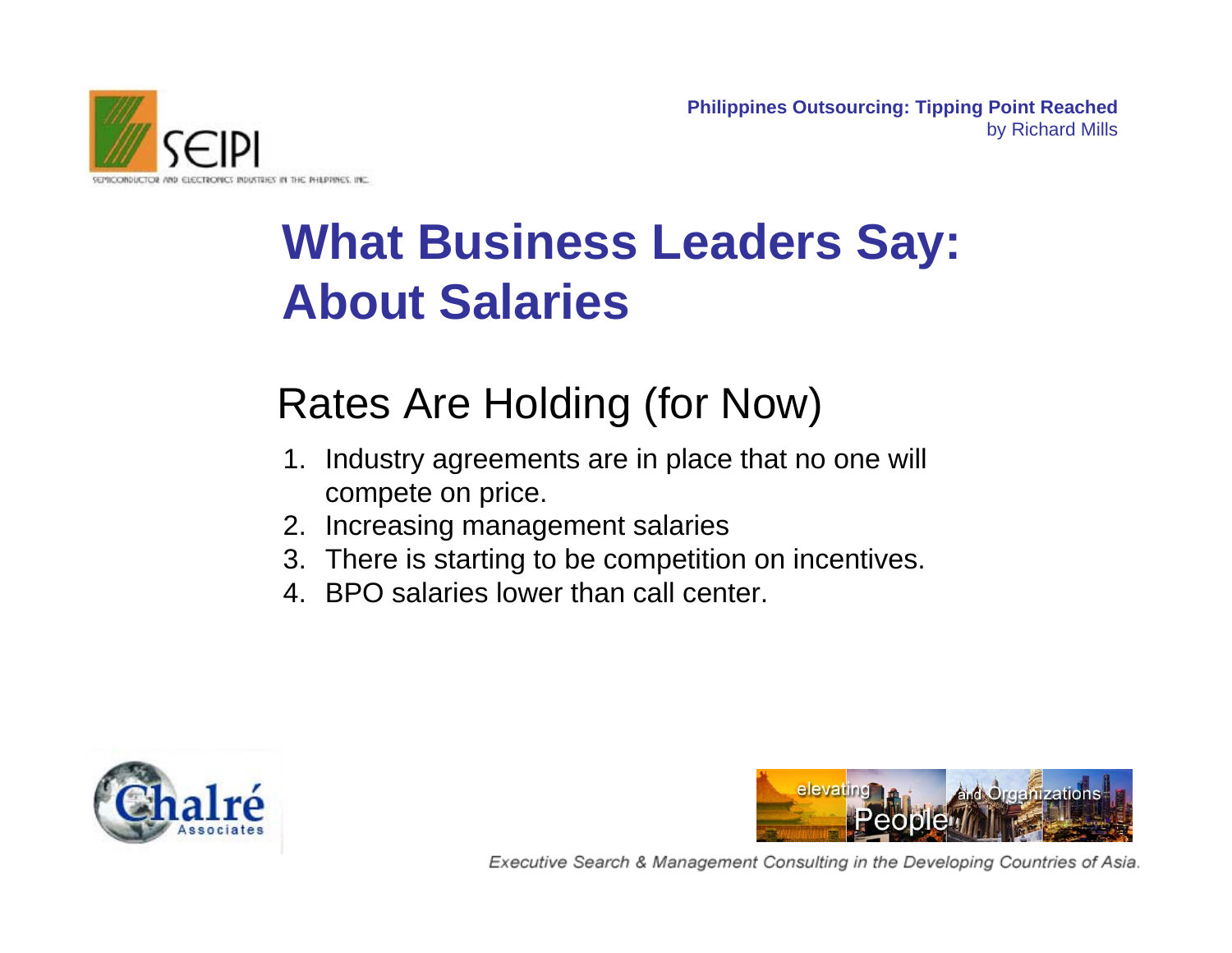# What Business Leaders Say: About Salaries

## Rates Are Holding (for Now)

1. Industry agreements are in place that no one will compete on price.
2. Increasing management salaries
3. There is starting to be competition on incentives.
4. BPO salaries lower than call center.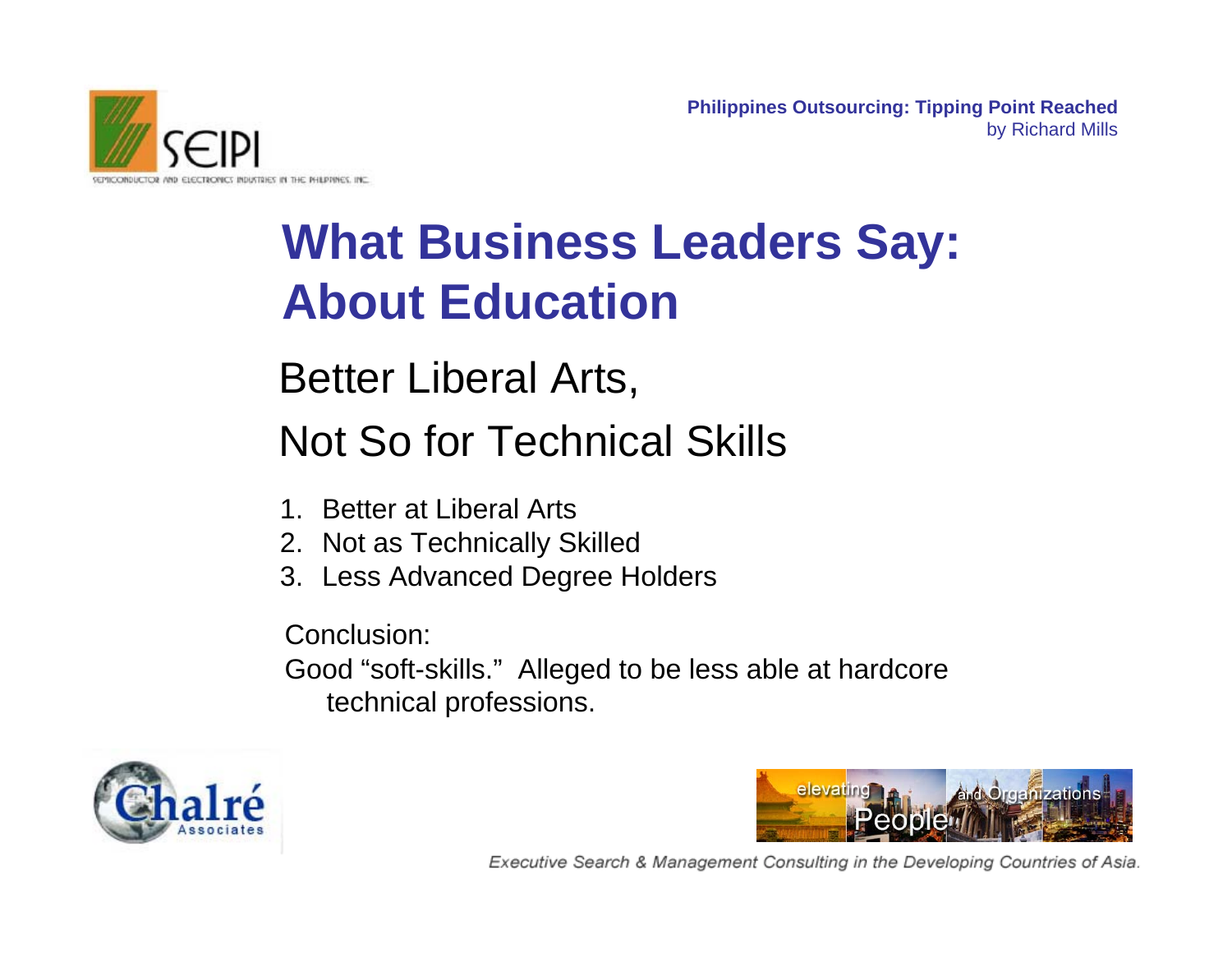# What Business Leaders Say: About Education

## Better Liberal Arts,

## Not So for Technical Skills

1. Better at Liberal Arts
2. Not as Technically Skilled
3. Less Advanced Degree Holders

Conclusion:
Good "soft-skills." Alleged to be less able at hardcore technical professions.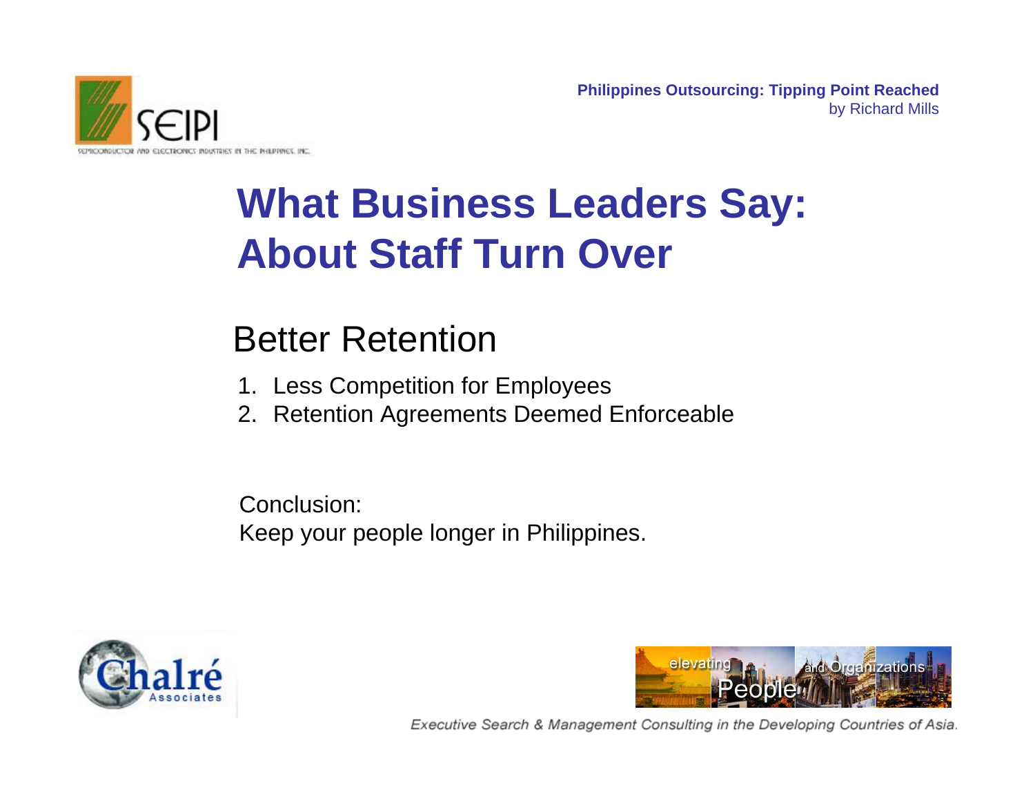# What Business Leaders Say: About Staff Turn Over

## Better Retention

1. Less Competition for Employees
2. Retention Agreements Deemed Enforceable

Conclusion:
Keep your people longer in Philippines.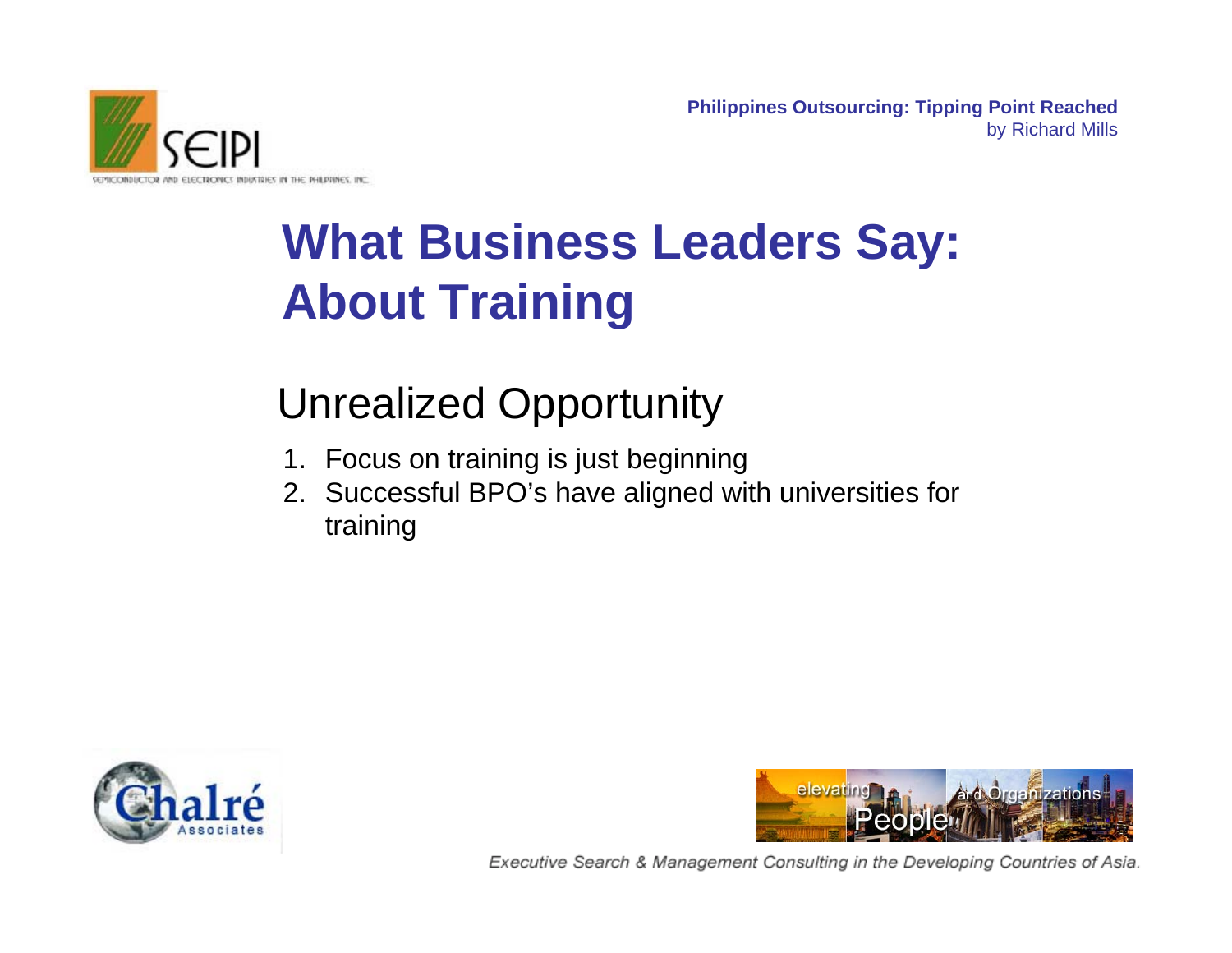# What Business Leaders Say: About Training

## Unrealized Opportunity

1. Focus on training is just beginning
2. Successful BPO's have aligned with universities for training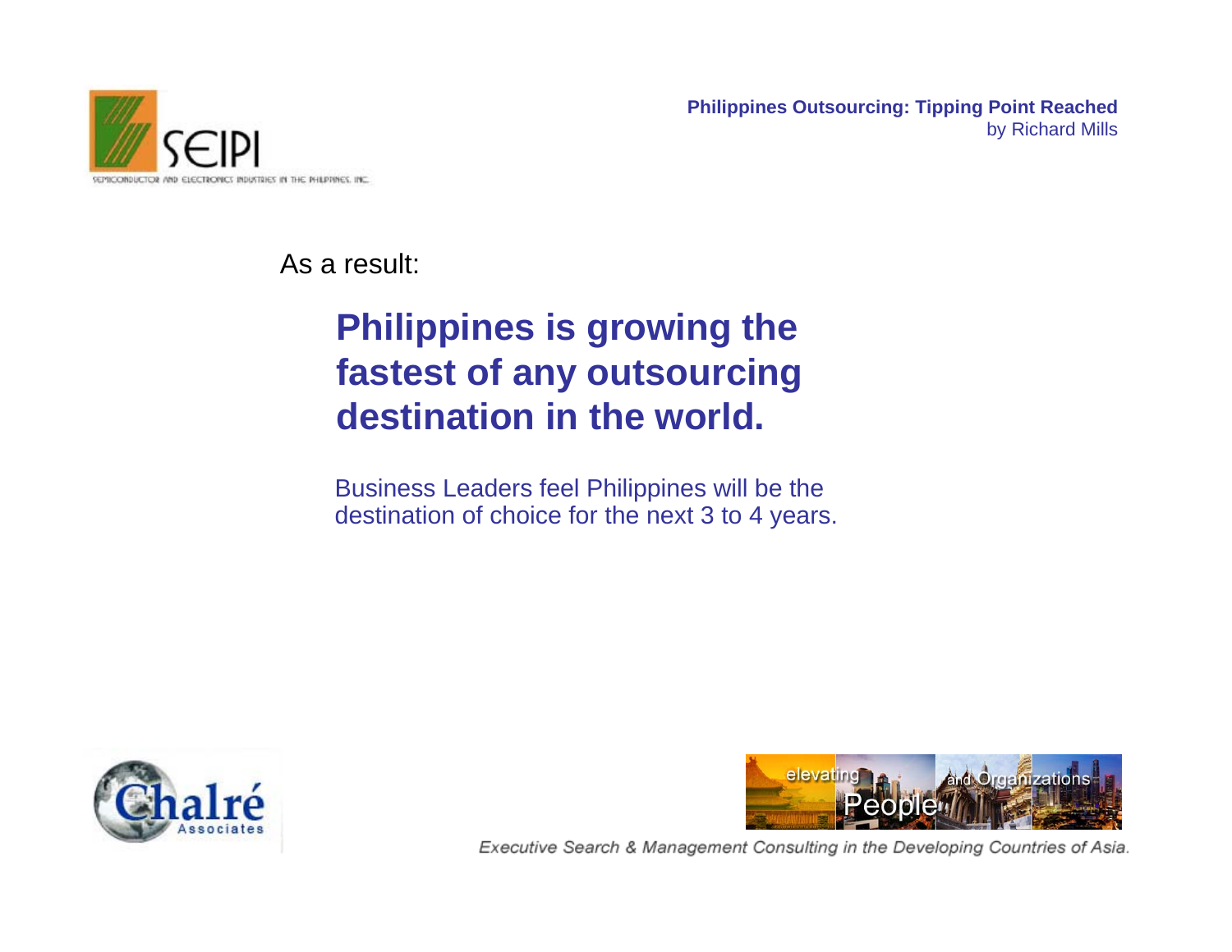As a result:

## Philippines is growing the fastest of any outsourcing destination in the world.

Business Leaders feel Philippines will be the destination of choice for the next 3 to 4 years.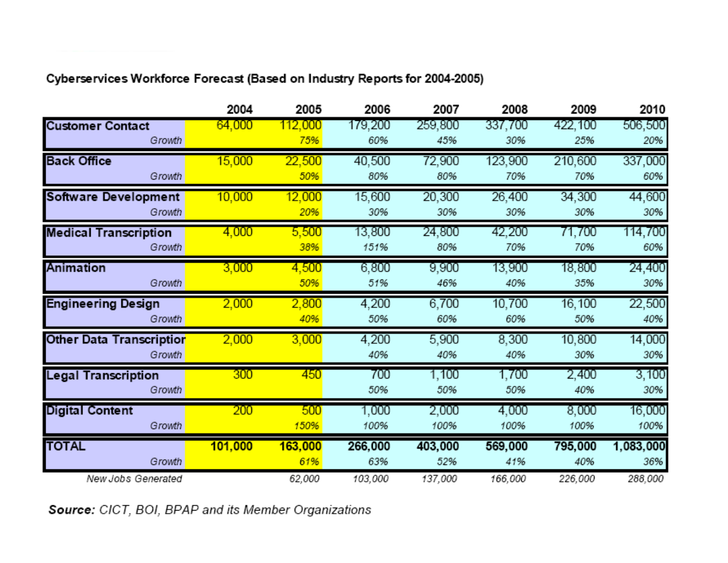**Cyberservices Workforce Forecast (Based on Industry Reports for 2004-2005)**

| | 2004 | 2005 | 2006 | 2007 | 2008 | 2009 | 2010 |
|---|---|---|---|---|---|---|---|
| **Customer Contact** | 64,000 | 112,000 | 179,200 | 259,800 | 337,700 | 422,100 | 506,500 |
| *Growth* | | *75%* | *60%* | *45%* | *30%* | *25%* | *20%* |
| **Back Office** | 15,000 | 22,500 | 40,500 | 72,900 | 123,900 | 210,600 | 337,000 |
| *Growth* | | *50%* | *80%* | *80%* | *70%* | *70%* | *60%* |
| **Software Development** | 10,000 | 12,000 | 15,600 | 20,300 | 26,400 | 34,300 | 44,600 |
| *Growth* | | *20%* | *30%* | *30%* | *30%* | *30%* | *30%* |
| **Medical Transcription** | 4,000 | 5,500 | 13,800 | 24,800 | 42,200 | 71,700 | 114,700 |
| *Growth* | | *38%* | *151%* | *80%* | *70%* | *70%* | *60%* |
| **Animation** | 3,000 | 4,500 | 6,800 | 9,900 | 13,900 | 18,800 | 24,400 |
| *Growth* | | *50%* | *51%* | *46%* | *40%* | *35%* | *30%* |
| **Engineering Design** | 2,000 | 2,800 | 4,200 | 6,700 | 10,700 | 16,100 | 22,500 |
| *Growth* | | *40%* | *50%* | *60%* | *60%* | *50%* | *40%* |
| **Other Data Transcription** | 2,000 | 3,000 | 4,200 | 5,900 | 8,300 | 10,800 | 14,000 |
| *Growth* | | | *40%* | *40%* | *40%* | *30%* | *30%* |
| **Legal Transcription** | 300 | 450 | 700 | 1,100 | 1,700 | 2,400 | 3,100 |
| *Growth* | | | *50%* | *50%* | *50%* | *40%* | *30%* |
| **Digital Content** | 200 | 500 | 1,000 | 2,000 | 4,000 | 8,000 | 16,000 |
| *Growth* | | *150%* | *100%* | *100%* | *100%* | *100%* | *100%* |
| **TOTAL** | **101,000** | **163,000** | **266,000** | **403,000** | **569,000** | **795,000** | **1,083,000** |
| *Growth* | | *61%* | *63%* | *52%* | *41%* | *40%* | *36%* |
| *New Jobs Generated* | | *62,000* | *103,000* | *137,000* | *166,000* | *226,000* | *288,000* |

**Source:** *CICT, BOI, BPAP and its Member Organizations*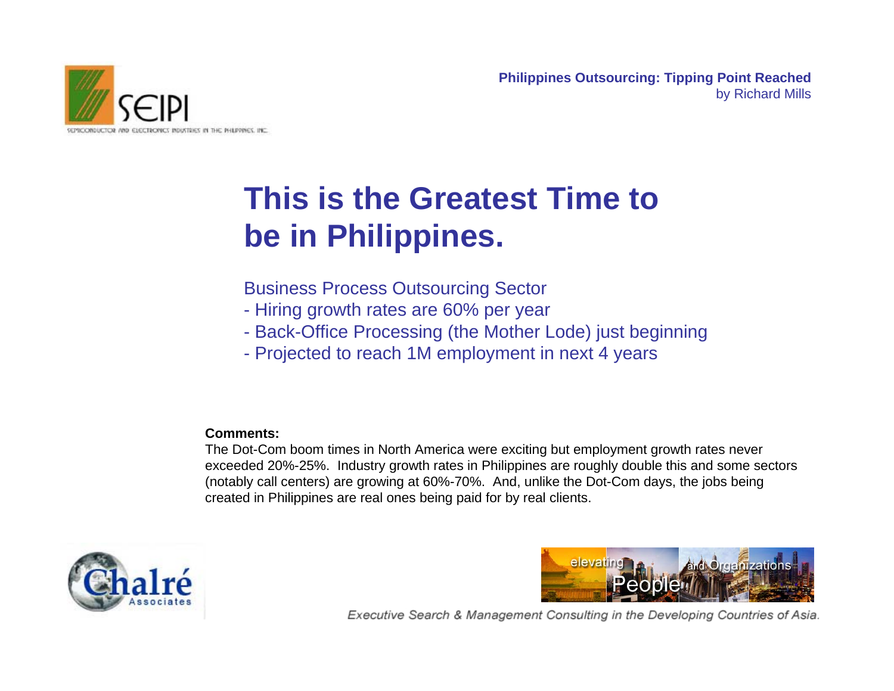# This is the Greatest Time to be in Philippines.

Business Process Outsourcing Sector

- Hiring growth rates are 60% per year
- Back-Office Processing (the Mother Lode) just beginning
- Projected to reach 1M employment in next 4 years

**Comments:**

The Dot-Com boom times in North America were exciting but employment growth rates never exceeded 20%-25%. Industry growth rates in Philippines are roughly double this and some sectors (notably call centers) are growing at 60%-70%. And, unlike the Dot-Com days, the jobs being created in Philippines are real ones being paid for by real clients.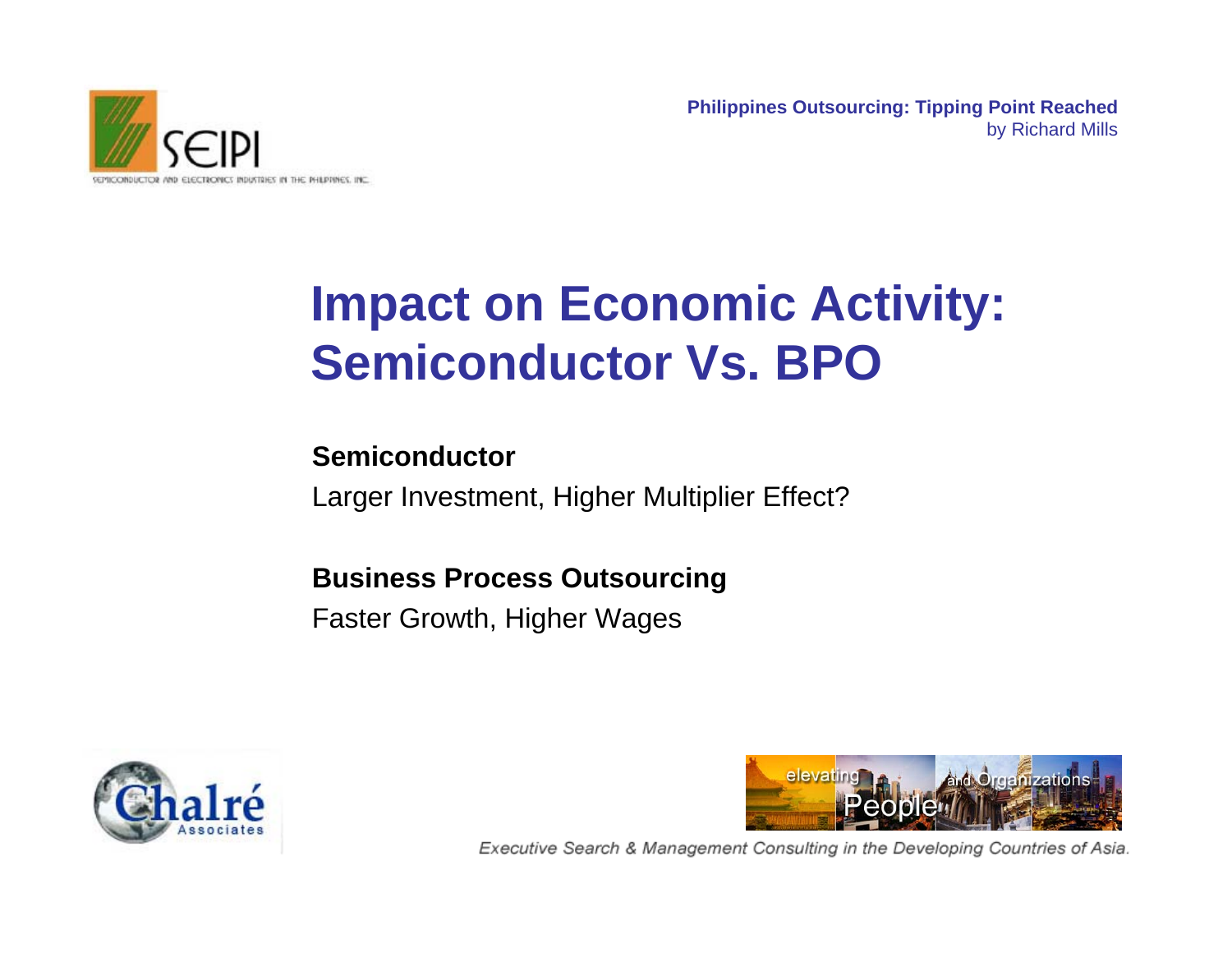# Impact on Economic Activity: Semiconductor Vs. BPO

**Semiconductor**

Larger Investment, Higher Multiplier Effect?

**Business Process Outsourcing**

Faster Growth, Higher Wages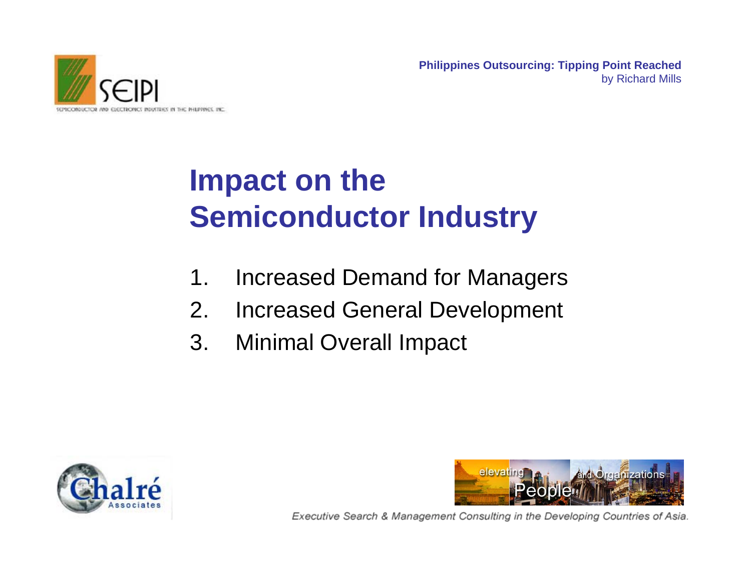# Impact on the Semiconductor Industry

1. Increased Demand for Managers
2. Increased General Development
3. Minimal Overall Impact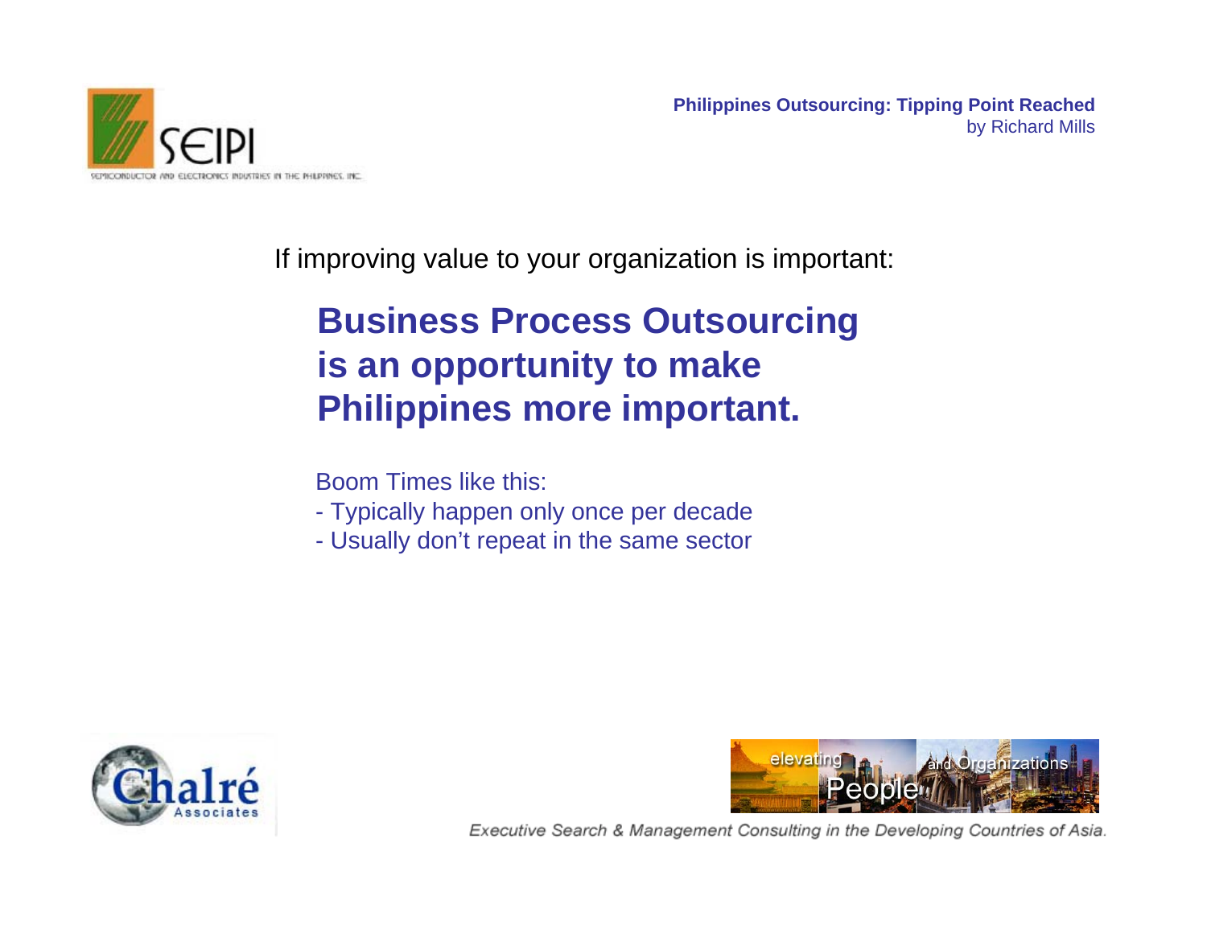If improving value to your organization is important:

## Business Process Outsourcing is an opportunity to make Philippines more important.

Boom Times like this:

- Typically happen only once per decade
- Usually don't repeat in the same sector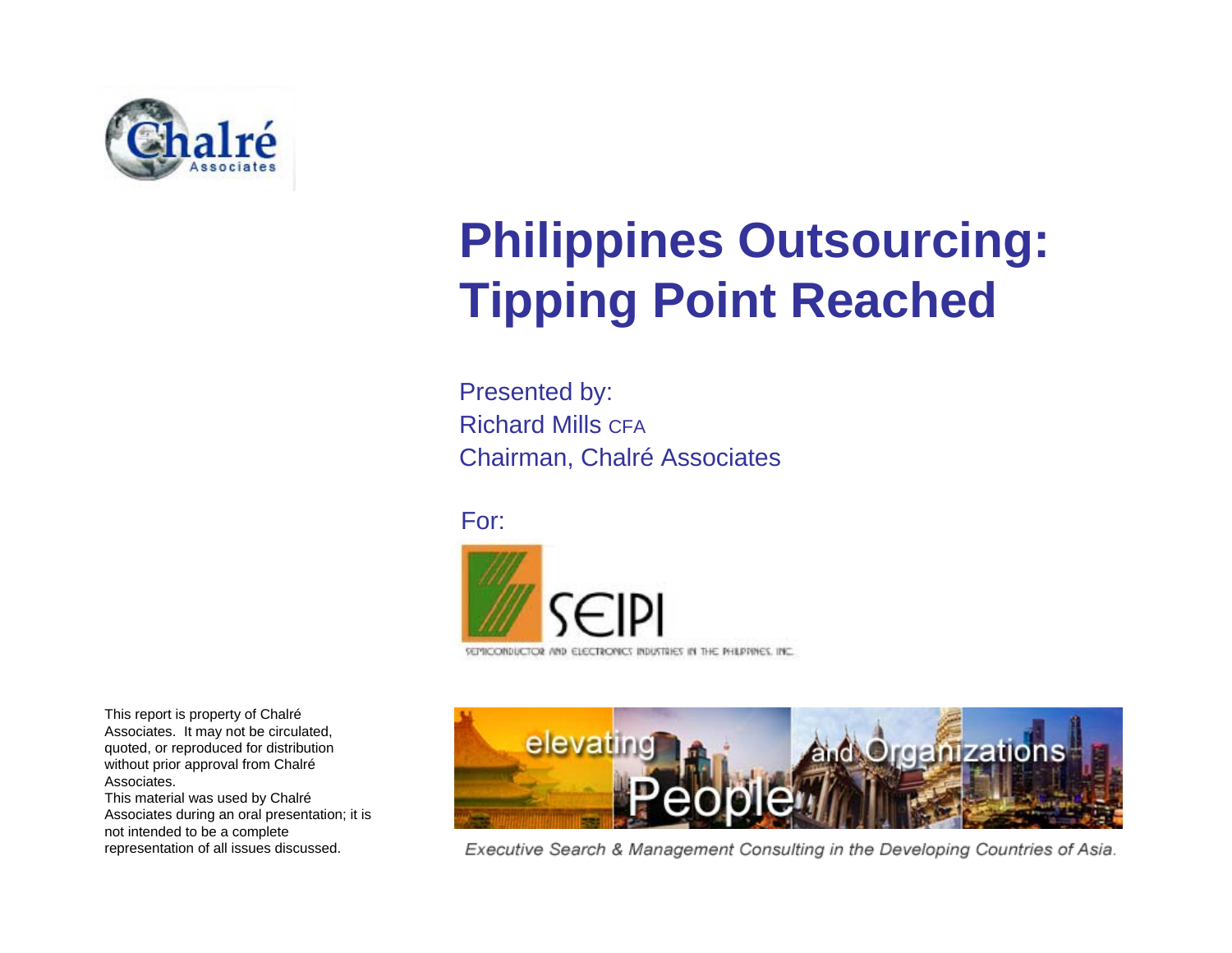# Philippines Outsourcing: Tipping Point Reached

Presented by:
Richard Mills CFA
Chairman, Chalré Associates

For:

SEIPI

SEMICONDUCTOR AND ELECTRONICS INDUSTRIES IN THE PHILIPPINES, INC.

This report is property of Chalré Associates. It may not be circulated, quoted, or reproduced for distribution without prior approval from Chalré Associates.
This material was used by Chalré Associates during an oral presentation; it is not intended to be a complete representation of all issues discussed.

elevating People and Organizations

*Executive Search & Management Consulting in the Developing Countries of Asia.*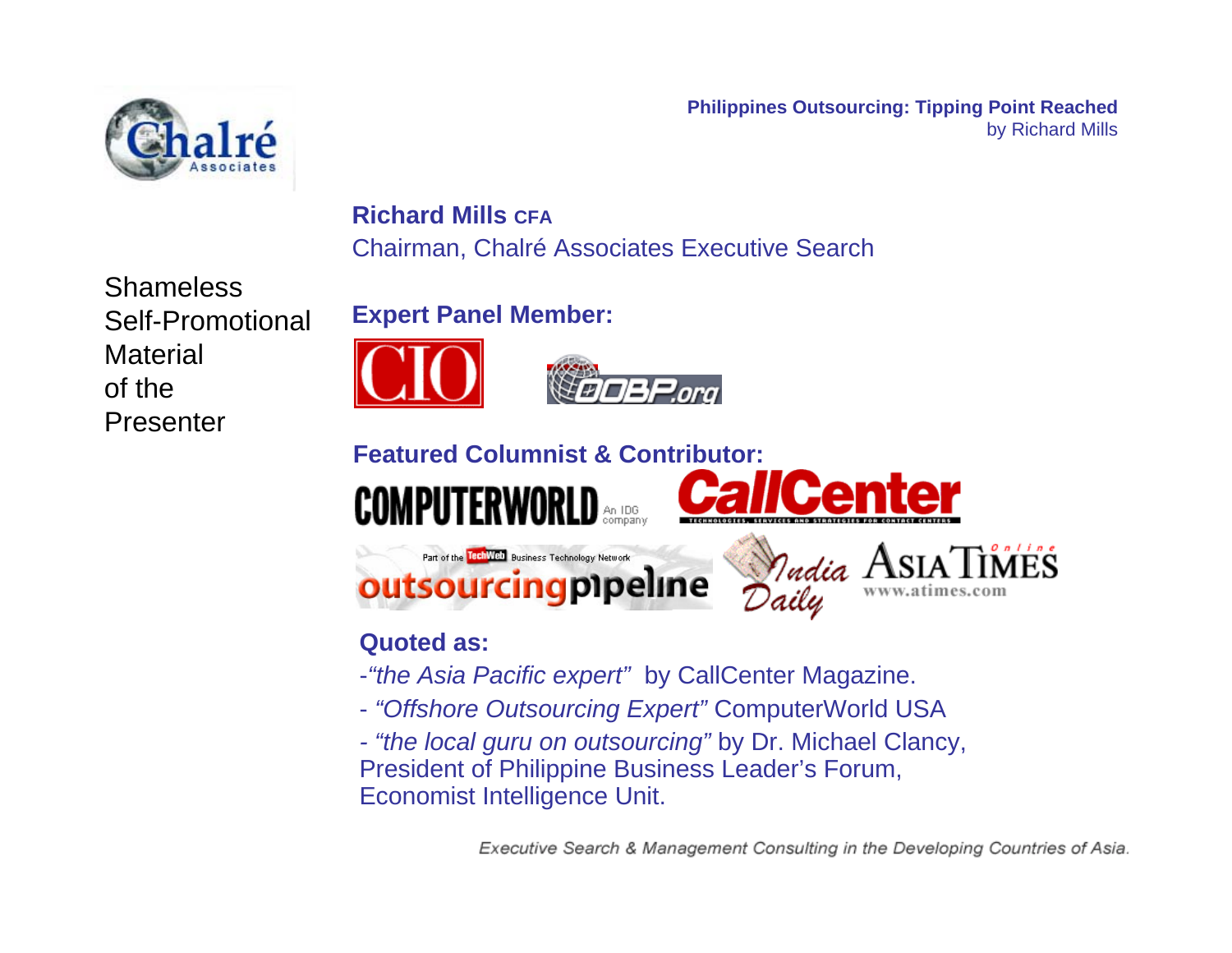Shameless Self-Promotional Material of the Presenter

**Richard Mills** CFA

Chairman, Chalré Associates Executive Search

**Expert Panel Member:**

CIO

OOBP.org

**Featured Columnist & Contributor:**

COMPUTERWORLD An IDG company

CallCenter TECHNOLOGIES, SERVICES AND STRATEGIES FOR CONTACT CENTERS

Part of the TechWeb Business Technology Network outsourcingpipeline

India Daily

Asia Times Online www.atimes.com

**Quoted as:**

-*"the Asia Pacific expert"* by CallCenter Magazine.

- *"Offshore Outsourcing Expert"* ComputerWorld USA

- *"the local guru on outsourcing"* by Dr. Michael Clancy, President of Philippine Business Leader's Forum, Economist Intelligence Unit.

*Executive Search & Management Consulting in the Developing Countries of Asia.*